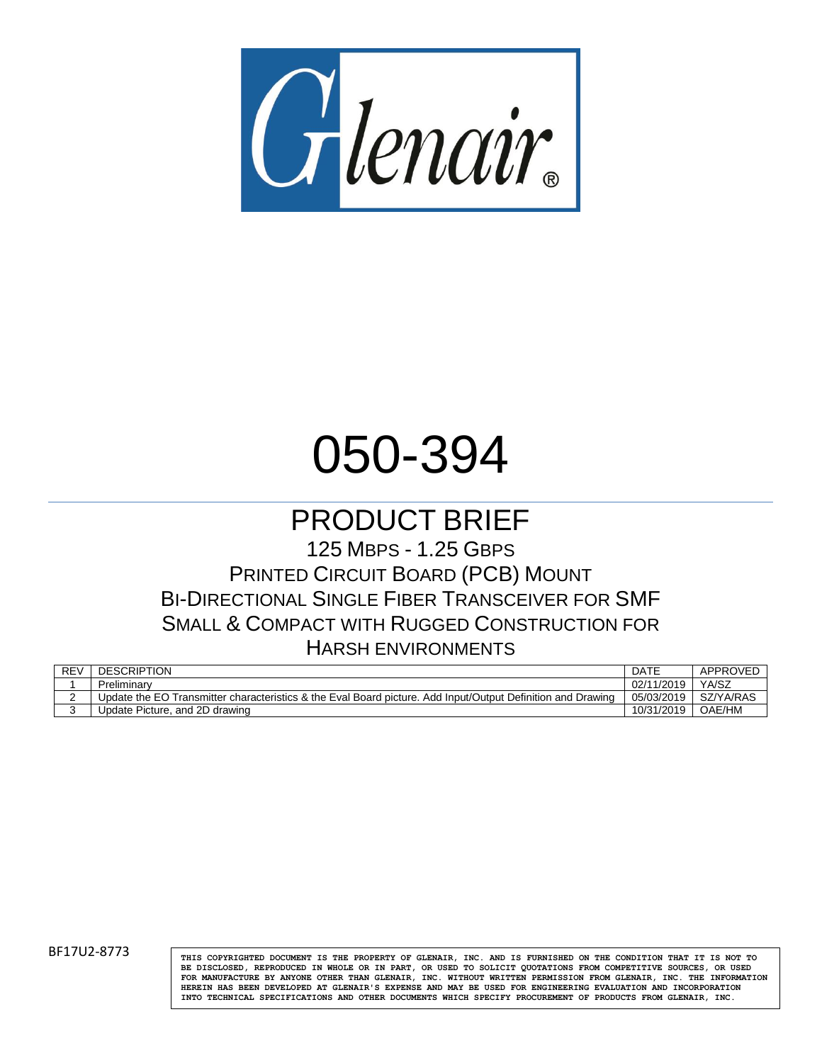Glenair®

# 050-394

## PRODUCT BRIEF

125 MBPS - 1.25 GBPS
PRINTED CIRCUIT BOARD (PCB) MOUNT
BI-DIRECTIONAL SINGLE FIBER TRANSCEIVER FOR SMF
SMALL & COMPACT WITH RUGGED CONSTRUCTION FOR
HARSH ENVIRONMENTS

| REV | DESCRIPTION | DATE | APPROVED |
|---|---|---|---|
| 1 | Preliminary | 02/11/2019 | YA/SZ |
| 2 | Update the EO Transmitter characteristics & the Eval Board picture. Add Input/Output Definition and Drawing | 05/03/2019 | SZ/YA/RAS |
| 3 | Update Picture, and 2D drawing | 10/31/2019 | OAE/HM |

BF17U2-8773

THIS COPYRIGHTED DOCUMENT IS THE PROPERTY OF GLENAIR, INC. AND IS FURNISHED ON THE CONDITION THAT IT IS NOT TO BE DISCLOSED, REPRODUCED IN WHOLE OR IN PART, OR USED TO SOLICIT QUOTATIONS FROM COMPETITIVE SOURCES, OR USED FOR MANUFACTURE BY ANYONE OTHER THAN GLENAIR, INC. WITHOUT WRITTEN PERMISSION FROM GLENAIR, INC. THE INFORMATION HEREIN HAS BEEN DEVELOPED AT GLENAIR'S EXPENSE AND MAY BE USED FOR ENGINEERING EVALUATION AND INCORPORATION INTO TECHNICAL SPECIFICATIONS AND OTHER DOCUMENTS WHICH SPECIFY PROCUREMENT OF PRODUCTS FROM GLENAIR, INC.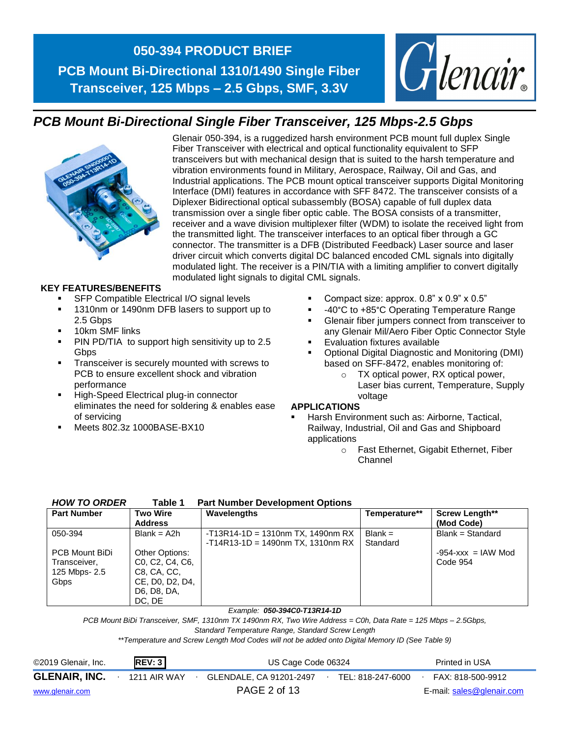# 050-394 PRODUCT BRIEF

## PCB Mount Bi-Directional 1310/1490 Single Fiber Transceiver, 125 Mbps – 2.5 Gbps, SMF, 3.3V

## *PCB Mount Bi-Directional Single Fiber Transceiver, 125 Mbps-2.5 Gbps*

Glenair 050-394, is a ruggedized harsh environment PCB mount full duplex Single Fiber Transceiver with electrical and optical functionality equivalent to SFP transceivers but with mechanical design that is suited to the harsh temperature and vibration environments found in Military, Aerospace, Railway, Oil and Gas, and Industrial applications. The PCB mount optical transceiver supports Digital Monitoring Interface (DMI) features in accordance with SFF 8472. The transceiver consists of a Diplexer Bidirectional optical subassembly (BOSA) capable of full duplex data transmission over a single fiber optic cable. The BOSA consists of a transmitter, receiver and a wave division multiplexer filter (WDM) to isolate the received light from the transmitted light. The transceiver interfaces to an optical fiber through a GC connector. The transmitter is a DFB (Distributed Feedback) Laser source and laser driver circuit which converts digital DC balanced encoded CML signals into digitally modulated light. The receiver is a PIN/TIA with a limiting amplifier to convert digitally modulated light signals to digital CML signals.

### KEY FEATURES/BENEFITS

- SFP Compatible Electrical I/O signal levels
- 1310nm or 1490nm DFB lasers to support up to 2.5 Gbps
- 10km SMF links
- PIN PD/TIA to support high sensitivity up to 2.5 Gbps
- Transceiver is securely mounted with screws to PCB to ensure excellent shock and vibration performance
- High-Speed Electrical plug-in connector eliminates the need for soldering & enables ease of servicing
- Meets 802.3z 1000BASE-BX10
- Compact size: approx. 0.8" x 0.9" x 0.5"
- -40°C to +85°C Operating Temperature Range
- Glenair fiber jumpers connect from transceiver to any Glenair Mil/Aero Fiber Optic Connector Style
- Evaluation fixtures available
- Optional Digital Diagnostic and Monitoring (DMI) based on SFF-8472, enables monitoring of:
  - TX optical power, RX optical power, Laser bias current, Temperature, Supply voltage

### APPLICATIONS

- Harsh Environment such as: Airborne, Tactical, Railway, Industrial, Oil and Gas and Shipboard applications
  - Fast Ethernet, Gigabit Ethernet, Fiber Channel

***HOW TO ORDER*** **Table 1 Part Number Development Options**

| Part Number | Two Wire Address | Wavelengths | Temperature** | Screw Length** (Mod Code) |
|---|---|---|---|---|
| 050-394<br><br>PCB Mount BiDi Transceiver, 125 Mbps- 2.5 Gbps | Blank = A2h<br><br>Other Options: C0, C2, C4, C6, C8, CA, CC, CE, D0, D2, D4, D6, D8, DA, DC, DE | -T13R14-1D = 1310nm TX, 1490nm RX<br>-T14R13-1D = 1490nm TX, 1310nm RX | Blank = Standard | Blank = Standard<br><br>-954-xxx = IAW Mod Code 954 |

*Example:* ***050-394C0-T13R14-1D***

*PCB Mount BiDi Transceiver, SMF, 1310nm TX 1490nm RX, Two Wire Address = C0h, Data Rate = 125 Mbps – 2.5Gbps, Standard Temperature Range, Standard Screw Length*

*\*\*Temperature and Screw Length Mod Codes will not be added onto Digital Memory ID (See Table 9)*

©2019 Glenair, Inc. **REV: 3** US Cage Code 06324 Printed in USA

**GLENAIR, INC.** · 1211 AIR WAY · GLENDALE, CA 91201-2497 · TEL: 818-247-6000 · FAX: 818-500-9912

www.glenair.com E-mail: sales@glenair.com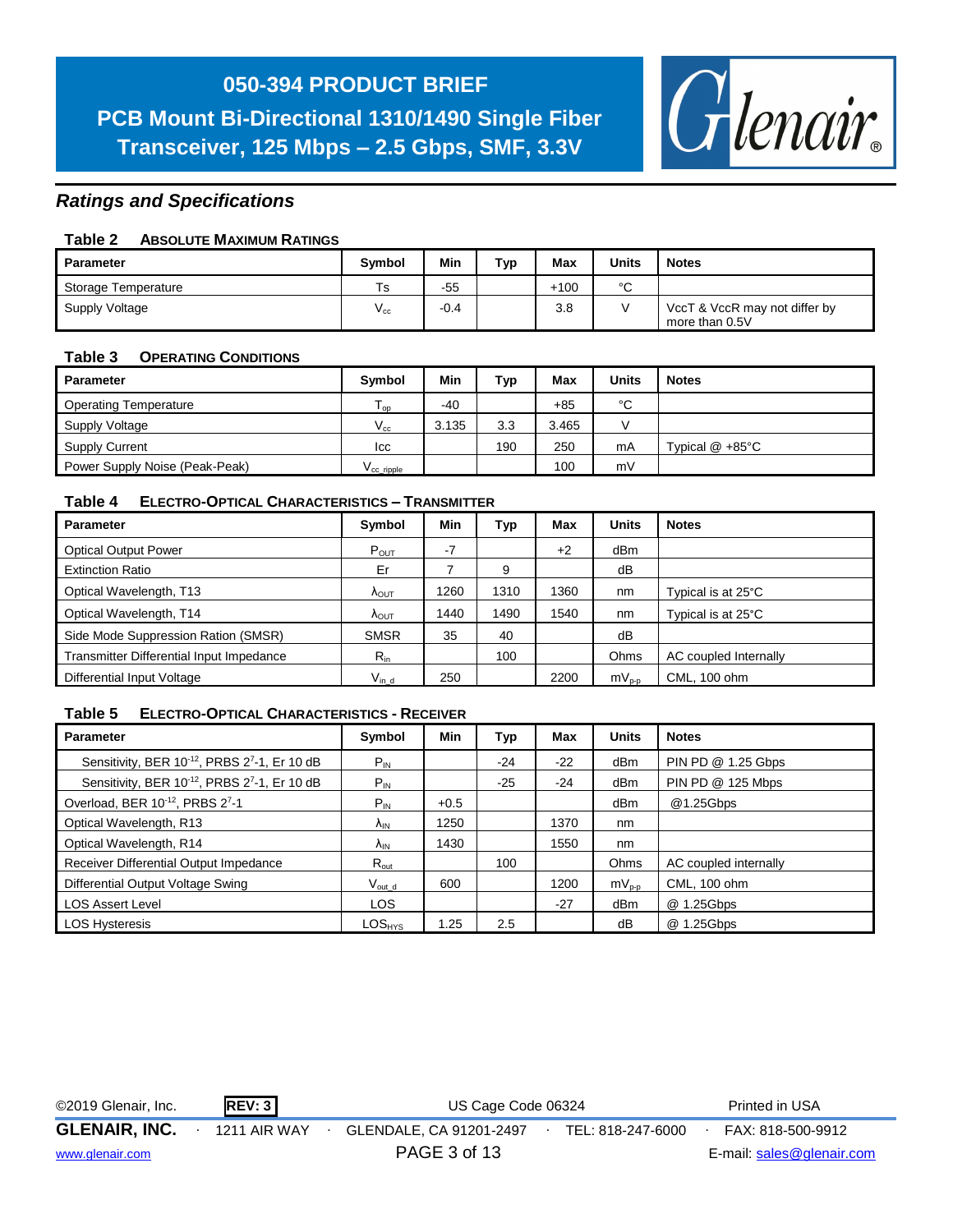# 050-394 PRODUCT BRIEF

## PCB Mount Bi-Directional 1310/1490 Single Fiber Transceiver, 125 Mbps – 2.5 Gbps, SMF, 3.3V

## *Ratings and Specifications*

**Table 2 ABSOLUTE MAXIMUM RATINGS**

| Parameter | Symbol | Min | Typ | Max | Units | Notes |
|---|---|---|---|---|---|---|
| Storage Temperature | Ts | -55 | | +100 | °C | |
| Supply Voltage | $V_{cc}$ | -0.4 | | 3.8 | V | VccT & VccR may not differ by more than 0.5V |

**Table 3 OPERATING CONDITIONS**

| Parameter | Symbol | Min | Typ | Max | Units | Notes |
|---|---|---|---|---|---|---|
| Operating Temperature | $T_{op}$ | -40 | | +85 | °C | |
| Supply Voltage | $V_{cc}$ | 3.135 | 3.3 | 3.465 | V | |
| Supply Current | Icc | | 190 | 250 | mA | Typical @ +85°C |
| Power Supply Noise (Peak-Peak) | $V_{cc\_ripple}$ | | | 100 | mV | |

**Table 4 ELECTRO-OPTICAL CHARACTERISTICS – TRANSMITTER**

| Parameter | Symbol | Min | Typ | Max | Units | Notes |
|---|---|---|---|---|---|---|
| Optical Output Power | $P_{OUT}$ | -7 | | +2 | dBm | |
| Extinction Ratio | Er | 7 | 9 | | dB | |
| Optical Wavelength, T13 | $\lambda_{OUT}$ | 1260 | 1310 | 1360 | nm | Typical is at 25°C |
| Optical Wavelength, T14 | $\lambda_{OUT}$ | 1440 | 1490 | 1540 | nm | Typical is at 25°C |
| Side Mode Suppression Ration (SMSR) | SMSR | 35 | 40 | | dB | |
| Transmitter Differential Input Impedance | $R_{in}$ | | 100 | | Ohms | AC coupled Internally |
| Differential Input Voltage | $V_{in\_d}$ | 250 | | 2200 | $mV_{p\text{-}p}$ | CML, 100 ohm |

**Table 5 ELECTRO-OPTICAL CHARACTERISTICS - RECEIVER**

| Parameter | Symbol | Min | Typ | Max | Units | Notes |
|---|---|---|---|---|---|---|
| Sensitivity, BER $10^{-12}$, PRBS $2^7$-1, Er 10 dB | $P_{IN}$ | | -24 | -22 | dBm | PIN PD @ 1.25 Gbps |
| Sensitivity, BER $10^{-12}$, PRBS $2^7$-1, Er 10 dB | $P_{IN}$ | | -25 | -24 | dBm | PIN PD @ 125 Mbps |
| Overload, BER $10^{-12}$, PRBS $2^7$-1 | $P_{IN}$ | +0.5 | | | dBm | @1.25Gbps |
| Optical Wavelength, R13 | $\lambda_{IN}$ | 1250 | | 1370 | nm | |
| Optical Wavelength, R14 | $\lambda_{IN}$ | 1430 | | 1550 | nm | |
| Receiver Differential Output Impedance | $R_{out}$ | | 100 | | Ohms | AC coupled internally |
| Differential Output Voltage Swing | $V_{out\_d}$ | 600 | | 1200 | $mV_{p\text{-}p}$ | CML, 100 ohm |
| LOS Assert Level | LOS | | | -27 | dBm | @ 1.25Gbps |
| LOS Hysteresis | $LOS_{HYS}$ | 1.25 | 2.5 | | dB | @ 1.25Gbps |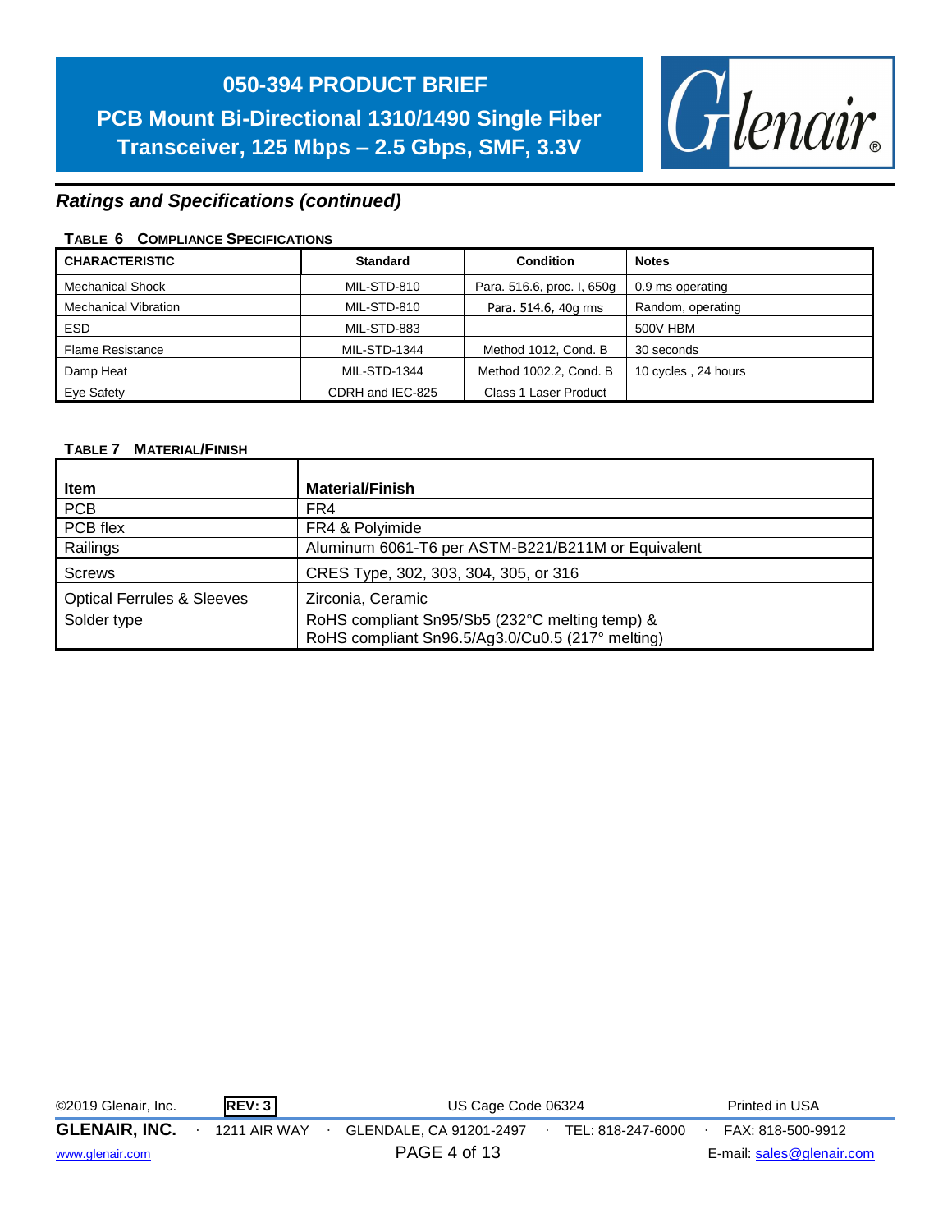## Ratings and Specifications (continued)

**TABLE 6 COMPLIANCE SPECIFICATIONS**

| CHARACTERISTIC | Standard | Condition | Notes |
|---|---|---|---|
| Mechanical Shock | MIL-STD-810 | Para. 516.6, proc. I, 650g | 0.9 ms operating |
| Mechanical Vibration | MIL-STD-810 | Para. 514.6, 40g rms | Random, operating |
| ESD | MIL-STD-883 | | 500V HBM |
| Flame Resistance | MIL-STD-1344 | Method 1012, Cond. B | 30 seconds |
| Damp Heat | MIL-STD-1344 | Method 1002.2, Cond. B | 10 cycles , 24 hours |
| Eye Safety | CDRH and IEC-825 | Class 1 Laser Product | |

**TABLE 7 MATERIAL/FINISH**

| Item | Material/Finish |
|---|---|
| PCB | FR4 |
| PCB flex | FR4 & Polyimide |
| Railings | Aluminum 6061-T6 per ASTM-B221/B211M or Equivalent |
| Screws | CRES Type, 302, 303, 304, 305, or 316 |
| Optical Ferrules & Sleeves | Zirconia, Ceramic |
| Solder type | RoHS compliant Sn95/Sb5 (232°C melting temp) & RoHS compliant Sn96.5/Ag3.0/Cu0.5 (217° melting) |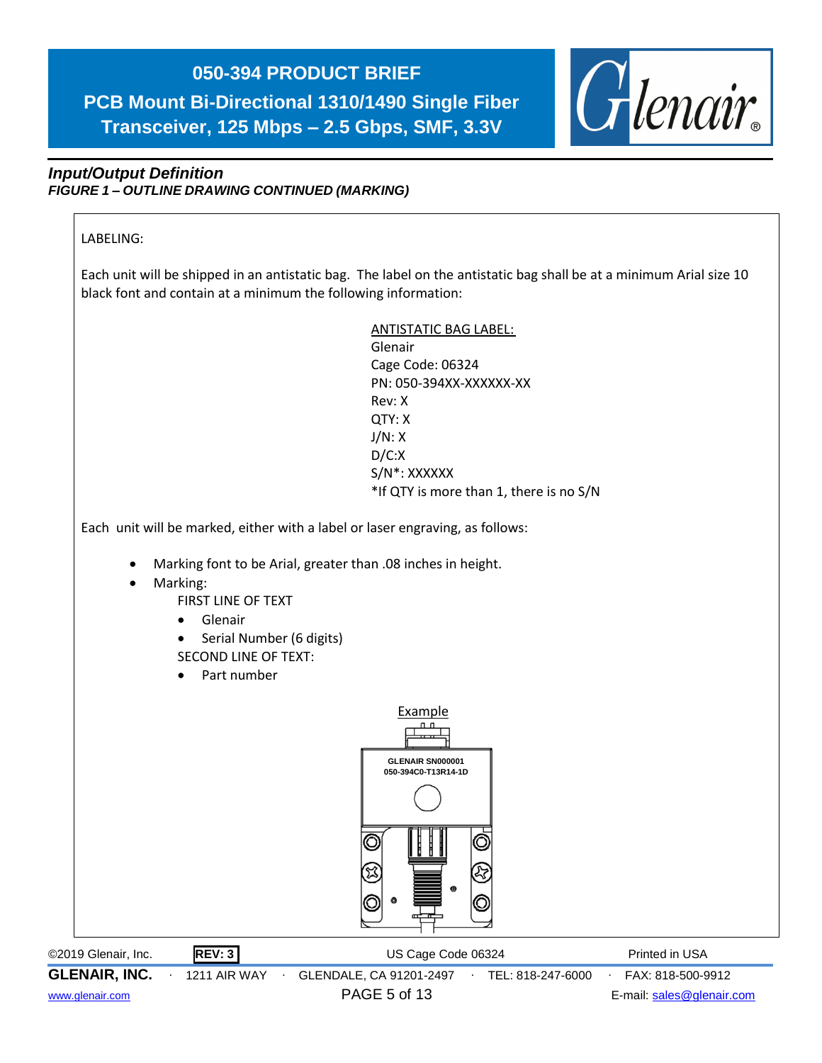## Input/Output Definition

***FIGURE 1 – OUTLINE DRAWING CONTINUED (MARKING)***

LABELING:

Each unit will be shipped in an antistatic bag. The label on the antistatic bag shall be at a minimum Arial size 10 black font and contain at a minimum the following information:

ANTISTATIC BAG LABEL:
Glenair
Cage Code: 06324
PN: 050-394XX-XXXXXX-XX
Rev: X
QTY: X
J/N: X
D/C:X
S/N*: XXXXXX
*If QTY is more than 1, there is no S/N

Each unit will be marked, either with a label or laser engraving, as follows:

- Marking font to be Arial, greater than .08 inches in height.
- Marking:
  FIRST LINE OF TEXT
  - Glenair
  - Serial Number (6 digits)

  SECOND LINE OF TEXT:
  - Part number

Example

GLENAIR SN000001
050-394C0-T13R14-1D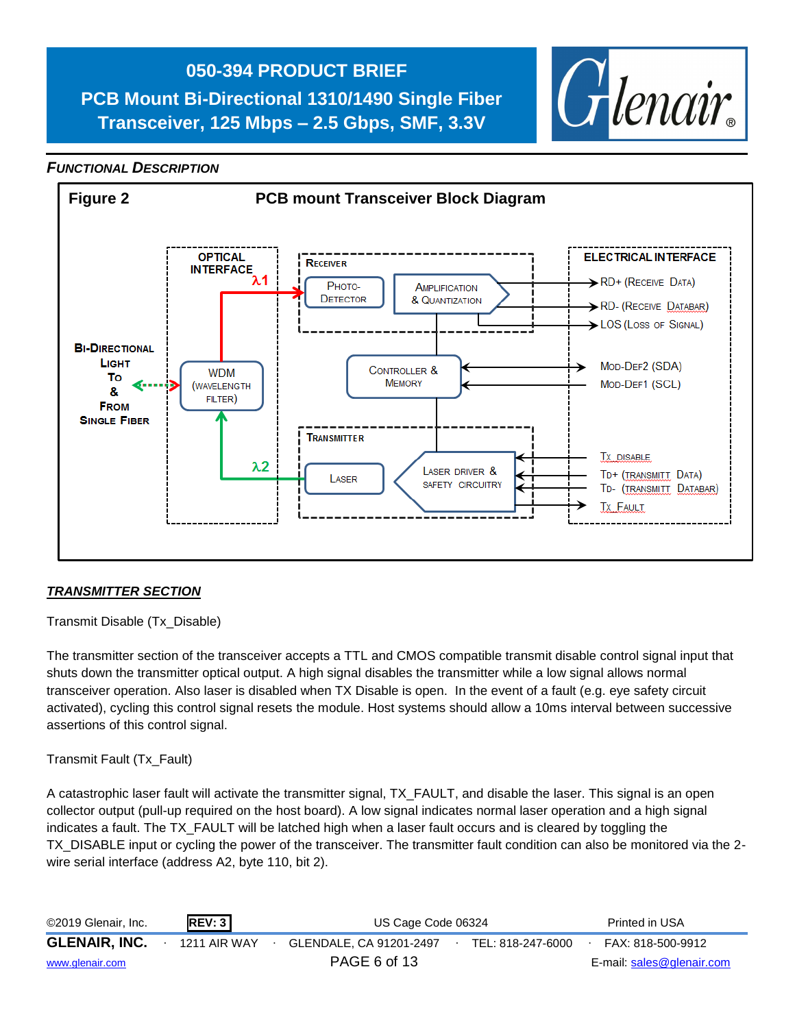# 050-394 PRODUCT BRIEF

## PCB Mount Bi-Directional 1310/1490 Single Fiber Transceiver, 125 Mbps – 2.5 Gbps, SMF, 3.3V

### *FUNCTIONAL DESCRIPTION*

**Figure 2** **PCB mount Transceiver Block Diagram**

OPTICAL INTERFACE — λ1, λ2; WDM (WAVELENGTH FILTER); BI-DIRECTIONAL LIGHT TO & FROM SINGLE FIBER

RECEIVER — PHOTO-DETECTOR; AMPLIFICATION & QUANTIZATION

CONTROLLER & MEMORY

TRANSMITTER — LASER; LASER DRIVER & SAFETY CIRCUITRY

ELECTRICAL INTERFACE — RD+ (RECEIVE DATA); RD- (RECEIVE DATABAR); LOS (LOSS OF SIGNAL); MOD-DEF2 (SDA); MOD-DEF1 (SCL); TX_DISABLE; TD+ (TRANSMITT DATA); TD- (TRANSMITT DATABAR); TX_FAULT

### ***TRANSMITTER SECTION***

Transmit Disable (Tx_Disable)

The transmitter section of the transceiver accepts a TTL and CMOS compatible transmit disable control signal input that shuts down the transmitter optical output. A high signal disables the transmitter while a low signal allows normal transceiver operation. Also laser is disabled when TX Disable is open. In the event of a fault (e.g. eye safety circuit activated), cycling this control signal resets the module. Host systems should allow a 10ms interval between successive assertions of this control signal.

Transmit Fault (Tx_Fault)

A catastrophic laser fault will activate the transmitter signal, TX_FAULT, and disable the laser. This signal is an open collector output (pull-up required on the host board). A low signal indicates normal laser operation and a high signal indicates a fault. The TX_FAULT will be latched high when a laser fault occurs and is cleared by toggling the TX_DISABLE input or cycling the power of the transceiver. The transmitter fault condition can also be monitored via the 2-wire serial interface (address A2, byte 110, bit 2).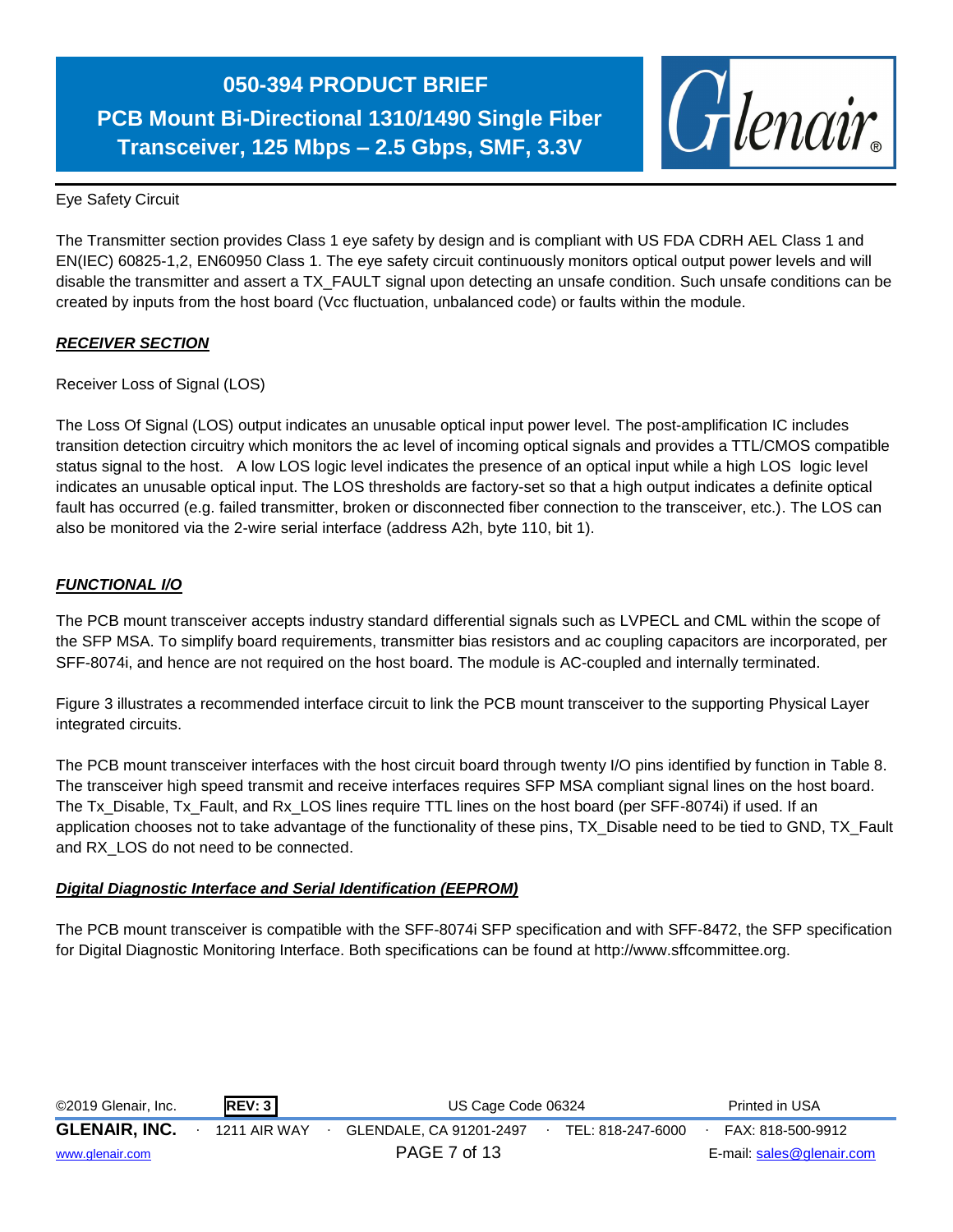Eye Safety Circuit

The Transmitter section provides Class 1 eye safety by design and is compliant with US FDA CDRH AEL Class 1 and EN(IEC) 60825-1,2, EN60950 Class 1. The eye safety circuit continuously monitors optical output power levels and will disable the transmitter and assert a TX_FAULT signal upon detecting an unsafe condition. Such unsafe conditions can be created by inputs from the host board (Vcc fluctuation, unbalanced code) or faults within the module.

## ***RECEIVER SECTION***

Receiver Loss of Signal (LOS)

The Loss Of Signal (LOS) output indicates an unusable optical input power level. The post-amplification IC includes transition detection circuitry which monitors the ac level of incoming optical signals and provides a TTL/CMOS compatible status signal to the host. A low LOS logic level indicates the presence of an optical input while a high LOS logic level indicates an unusable optical input. The LOS thresholds are factory-set so that a high output indicates a definite optical fault has occurred (e.g. failed transmitter, broken or disconnected fiber connection to the transceiver, etc.). The LOS can also be monitored via the 2-wire serial interface (address A2h, byte 110, bit 1).

## ***FUNCTIONAL I/O***

The PCB mount transceiver accepts industry standard differential signals such as LVPECL and CML within the scope of the SFP MSA. To simplify board requirements, transmitter bias resistors and ac coupling capacitors are incorporated, per SFF-8074i, and hence are not required on the host board. The module is AC-coupled and internally terminated.

Figure 3 illustrates a recommended interface circuit to link the PCB mount transceiver to the supporting Physical Layer integrated circuits.

The PCB mount transceiver interfaces with the host circuit board through twenty I/O pins identified by function in Table 8. The transceiver high speed transmit and receive interfaces requires SFP MSA compliant signal lines on the host board. The Tx_Disable, Tx_Fault, and Rx_LOS lines require TTL lines on the host board (per SFF-8074i) if used. If an application chooses not to take advantage of the functionality of these pins, TX_Disable need to be tied to GND, TX_Fault and RX_LOS do not need to be connected.

## ***Digital Diagnostic Interface and Serial Identification (EEPROM)***

The PCB mount transceiver is compatible with the SFF-8074i SFP specification and with SFF-8472, the SFP specification for Digital Diagnostic Monitoring Interface. Both specifications can be found at http://www.sffcommittee.org.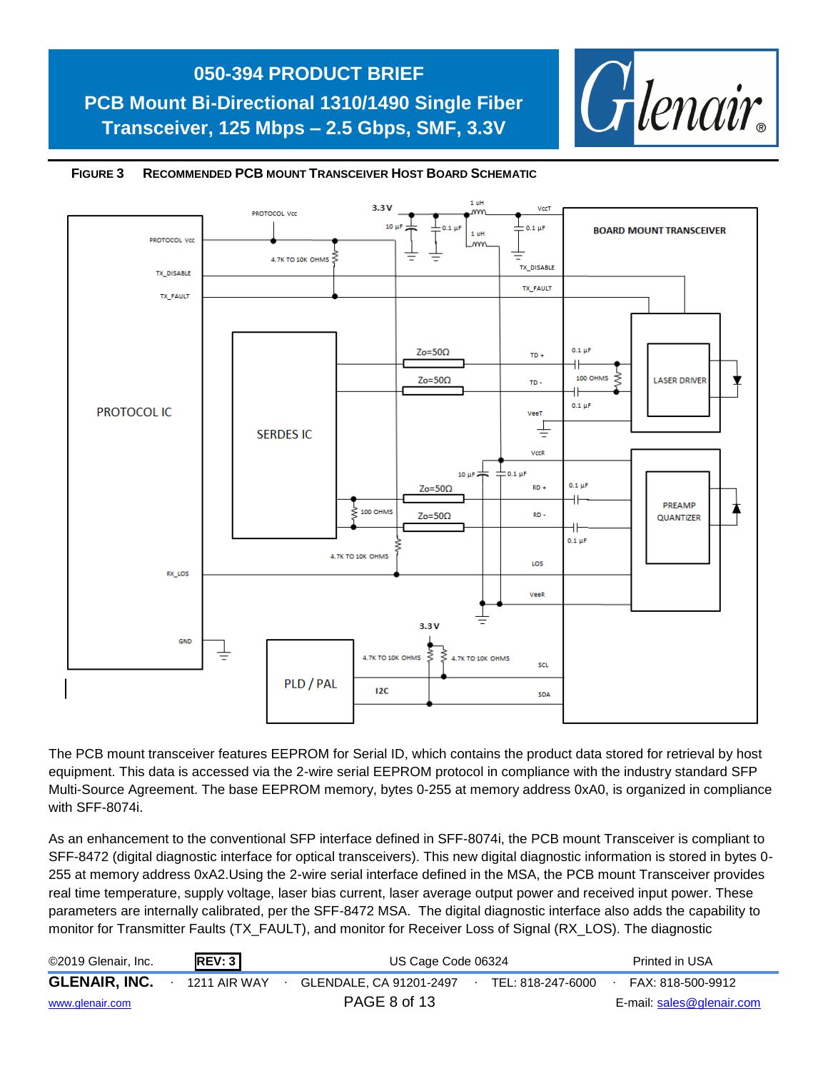**Figure 3 Recommended PCB Mount Transceiver Host Board Schematic**

The PCB mount transceiver features EEPROM for Serial ID, which contains the product data stored for retrieval by host equipment. This data is accessed via the 2-wire serial EEPROM protocol in compliance with the industry standard SFP Multi-Source Agreement. The base EEPROM memory, bytes 0-255 at memory address 0xA0, is organized in compliance with SFF-8074i.

As an enhancement to the conventional SFP interface defined in SFF-8074i, the PCB mount Transceiver is compliant to SFF-8472 (digital diagnostic interface for optical transceivers). This new digital diagnostic information is stored in bytes 0-255 at memory address 0xA2.Using the 2-wire serial interface defined in the MSA, the PCB mount Transceiver provides real time temperature, supply voltage, laser bias current, laser average output power and received input power. These parameters are internally calibrated, per the SFF-8472 MSA. The digital diagnostic interface also adds the capability to monitor for Transmitter Faults (TX_FAULT), and monitor for Receiver Loss of Signal (RX_LOS). The diagnostic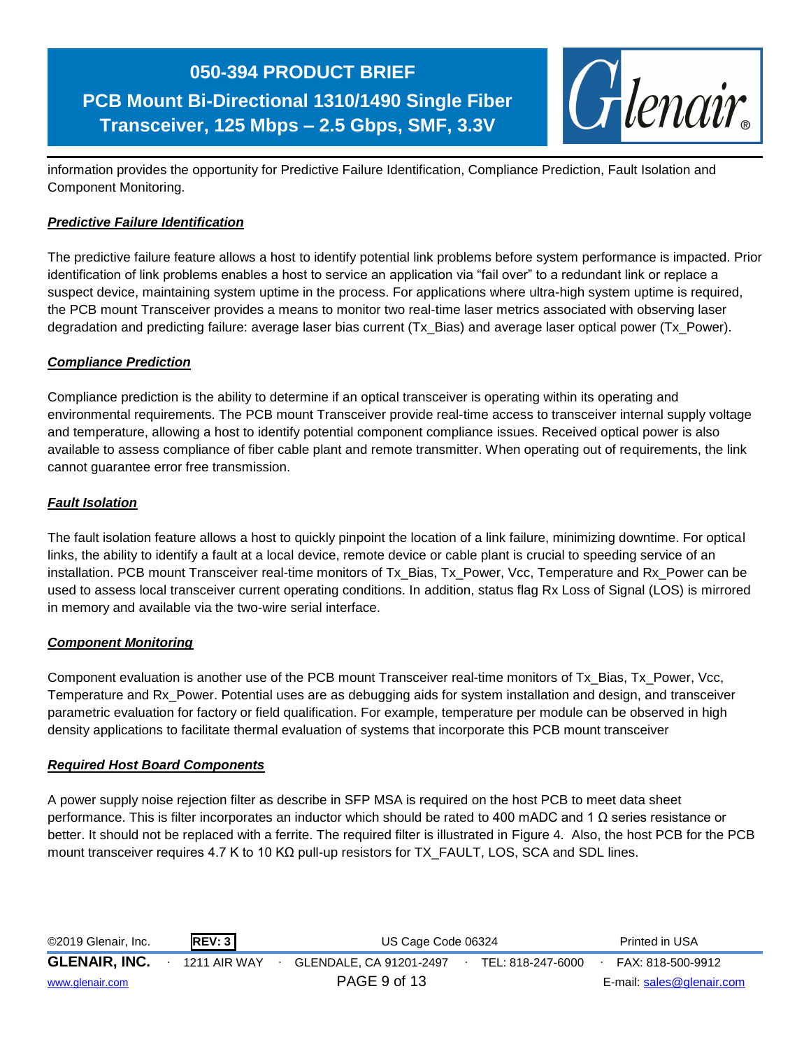information provides the opportunity for Predictive Failure Identification, Compliance Prediction, Fault Isolation and Component Monitoring.

***Predictive Failure Identification***

The predictive failure feature allows a host to identify potential link problems before system performance is impacted. Prior identification of link problems enables a host to service an application via “fail over” to a redundant link or replace a suspect device, maintaining system uptime in the process. For applications where ultra-high system uptime is required, the PCB mount Transceiver provides a means to monitor two real-time laser metrics associated with observing laser degradation and predicting failure: average laser bias current (Tx_Bias) and average laser optical power (Tx_Power).

***Compliance Prediction***

Compliance prediction is the ability to determine if an optical transceiver is operating within its operating and environmental requirements. The PCB mount Transceiver provide real-time access to transceiver internal supply voltage and temperature, allowing a host to identify potential component compliance issues. Received optical power is also available to assess compliance of fiber cable plant and remote transmitter. When operating out of requirements, the link cannot guarantee error free transmission.

***Fault Isolation***

The fault isolation feature allows a host to quickly pinpoint the location of a link failure, minimizing downtime. For optical links, the ability to identify a fault at a local device, remote device or cable plant is crucial to speeding service of an installation. PCB mount Transceiver real-time monitors of Tx_Bias, Tx_Power, Vcc, Temperature and Rx_Power can be used to assess local transceiver current operating conditions. In addition, status flag Rx Loss of Signal (LOS) is mirrored in memory and available via the two-wire serial interface.

***Component Monitoring***

Component evaluation is another use of the PCB mount Transceiver real-time monitors of Tx_Bias, Tx_Power, Vcc, Temperature and Rx_Power. Potential uses are as debugging aids for system installation and design, and transceiver parametric evaluation for factory or field qualification. For example, temperature per module can be observed in high density applications to facilitate thermal evaluation of systems that incorporate this PCB mount transceiver

***Required Host Board Components***

A power supply noise rejection filter as describe in SFP MSA is required on the host PCB to meet data sheet performance. This is filter incorporates an inductor which should be rated to 400 mADC and 1 Ω series resistance or better. It should not be replaced with a ferrite. The required filter is illustrated in Figure 4. Also, the host PCB for the PCB mount transceiver requires 4.7 K to 10 KΩ pull-up resistors for TX_FAULT, LOS, SCA and SDL lines.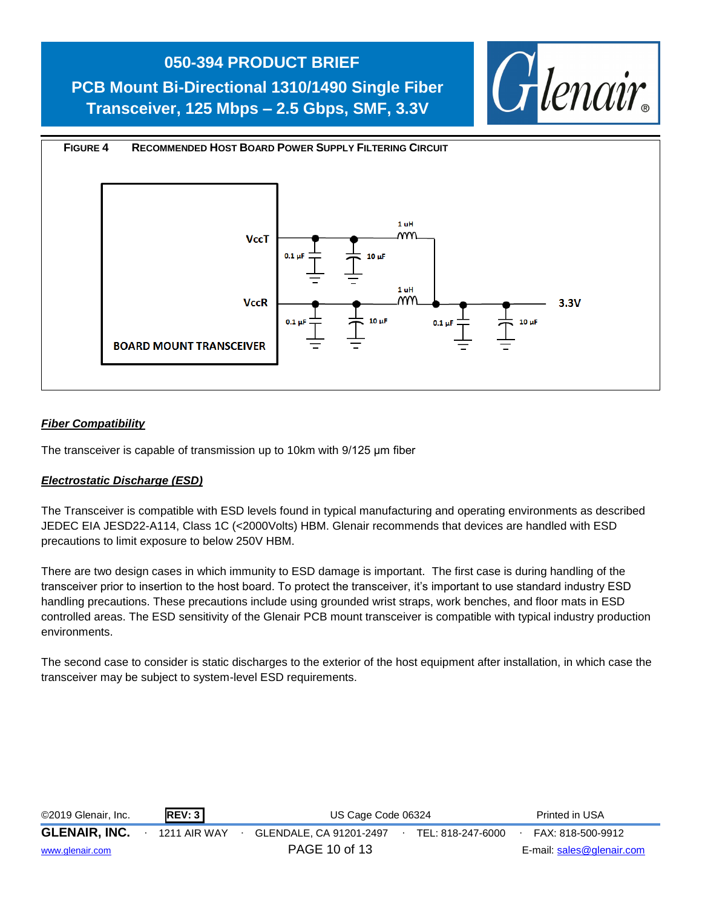**FIGURE 4 RECOMMENDED HOST BOARD POWER SUPPLY FILTERING CIRCUIT**

## *Fiber Compatibility*

The transceiver is capable of transmission up to 10km with 9/125 μm fiber

## *Electrostatic Discharge (ESD)*

The Transceiver is compatible with ESD levels found in typical manufacturing and operating environments as described JEDEC EIA JESD22-A114, Class 1C (<2000Volts) HBM. Glenair recommends that devices are handled with ESD precautions to limit exposure to below 250V HBM.

There are two design cases in which immunity to ESD damage is important. The first case is during handling of the transceiver prior to insertion to the host board. To protect the transceiver, it's important to use standard industry ESD handling precautions. These precautions include using grounded wrist straps, work benches, and floor mats in ESD controlled areas. The ESD sensitivity of the Glenair PCB mount transceiver is compatible with typical industry production environments.

The second case to consider is static discharges to the exterior of the host equipment after installation, in which case the transceiver may be subject to system-level ESD requirements.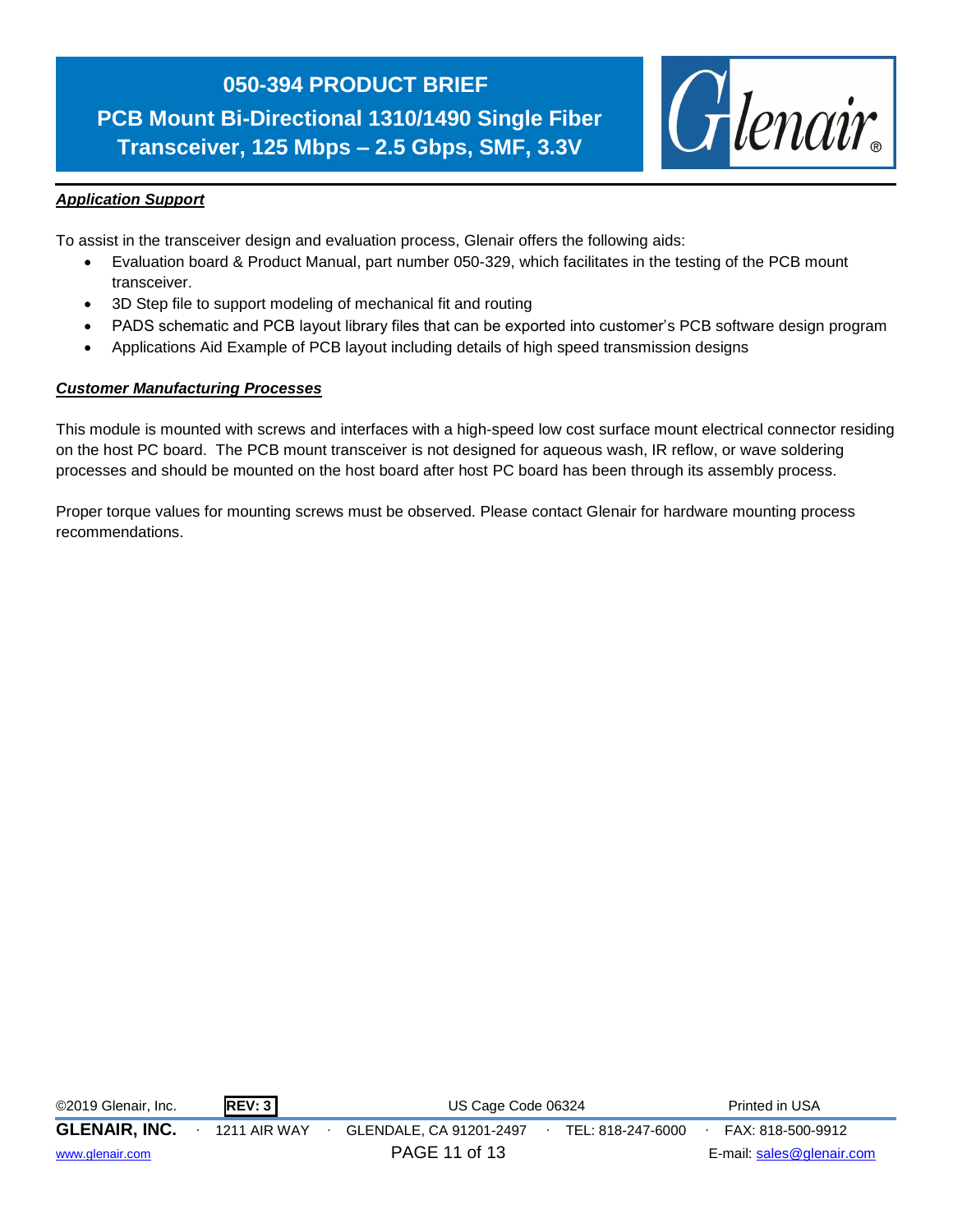## ***Application Support***

To assist in the transceiver design and evaluation process, Glenair offers the following aids:

- Evaluation board & Product Manual, part number 050-329, which facilitates in the testing of the PCB mount transceiver.
- 3D Step file to support modeling of mechanical fit and routing
- PADS schematic and PCB layout library files that can be exported into customer's PCB software design program
- Applications Aid Example of PCB layout including details of high speed transmission designs

## ***Customer Manufacturing Processes***

This module is mounted with screws and interfaces with a high-speed low cost surface mount electrical connector residing on the host PC board. The PCB mount transceiver is not designed for aqueous wash, IR reflow, or wave soldering processes and should be mounted on the host board after host PC board has been through its assembly process.

Proper torque values for mounting screws must be observed. Please contact Glenair for hardware mounting process recommendations.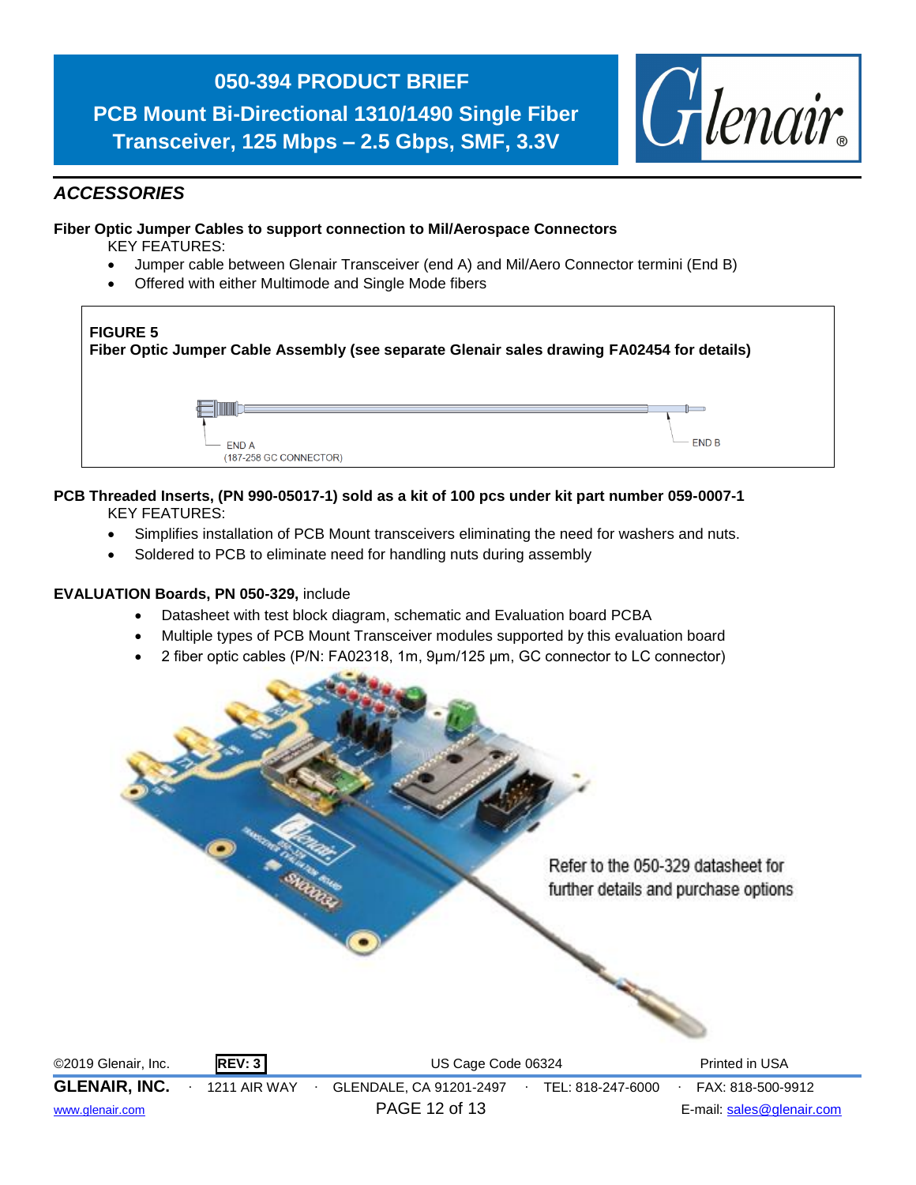## ACCESSORIES

**Fiber Optic Jumper Cables to support connection to Mil/Aerospace Connectors**

KEY FEATURES:

- Jumper cable between Glenair Transceiver (end A) and Mil/Aero Connector termini (End B)
- Offered with either Multimode and Single Mode fibers

**FIGURE 5**
**Fiber Optic Jumper Cable Assembly (see separate Glenair sales drawing FA02454 for details)**

END A
(187-258 GC CONNECTOR)

END B

**PCB Threaded Inserts, (PN 990-05017-1) sold as a kit of 100 pcs under kit part number 059-0007-1**

KEY FEATURES:

- Simplifies installation of PCB Mount transceivers eliminating the need for washers and nuts.
- Soldered to PCB to eliminate need for handling nuts during assembly

**EVALUATION Boards, PN 050-329,** include

- Datasheet with test block diagram, schematic and Evaluation board PCBA
- Multiple types of PCB Mount Transceiver modules supported by this evaluation board
- 2 fiber optic cables (P/N: FA02318, 1m, 9µm/125 µm, GC connector to LC connector)

Refer to the 050-329 datasheet for further details and purchase options